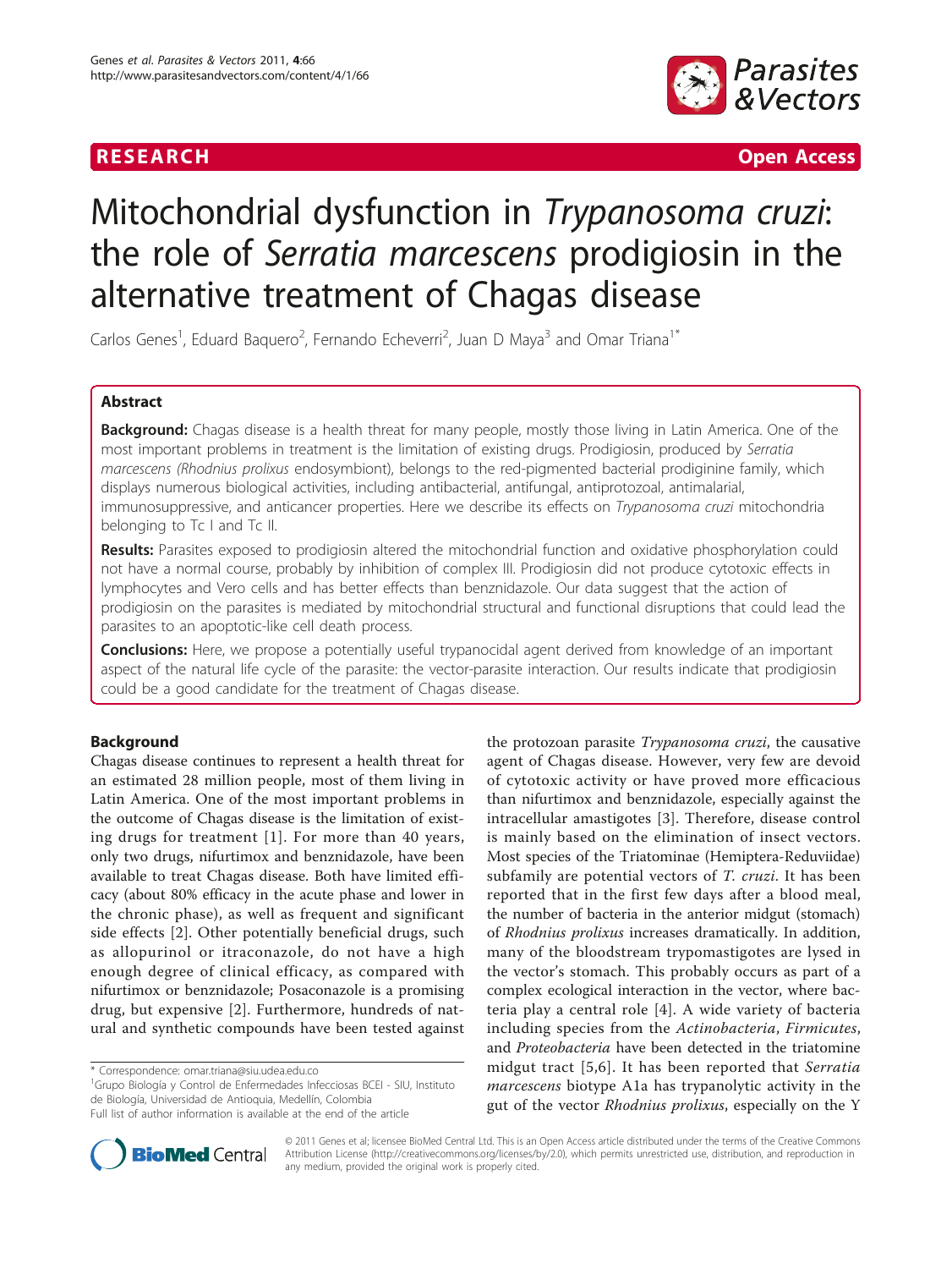RESEARCH Open Access

# Mitochondrial dysfunction in *Trypanosoma cruzi*: the role of *Serratia marcescens* prodigiosin in the alternative treatment of Chagas disease

Carlos Genes[1], Eduard Baquero[2], Fernando Echeverri[2], Juan D Maya[3] and Omar Triana[1*]

## Abstract

**Background:** Chagas disease is a health threat for many people, mostly those living in Latin America. One of the most important problems in treatment is the limitation of existing drugs. Prodigiosin, produced by *Serratia marcescens (Rhodnius prolixus* endosymbiont), belongs to the red-pigmented bacterial prodiginine family, which displays numerous biological activities, including antibacterial, antifungal, antiprotozoal, antimalarial, immunosuppressive, and anticancer properties. Here we describe its effects on *Trypanosoma cruzi* mitochondria belonging to Tc I and Tc II.

**Results:** Parasites exposed to prodigiosin altered the mitochondrial function and oxidative phosphorylation could not have a normal course, probably by inhibition of complex III. Prodigiosin did not produce cytotoxic effects in lymphocytes and Vero cells and has better effects than benznidazole. Our data suggest that the action of prodigiosin on the parasites is mediated by mitochondrial structural and functional disruptions that could lead the parasites to an apoptotic-like cell death process.

**Conclusions:** Here, we propose a potentially useful trypanocidal agent derived from knowledge of an important aspect of the natural life cycle of the parasite: the vector-parasite interaction. Our results indicate that prodigiosin could be a good candidate for the treatment of Chagas disease.

## Background

Chagas disease continues to represent a health threat for an estimated 28 million people, most of them living in Latin America. One of the most important problems in the outcome of Chagas disease is the limitation of existing drugs for treatment [1]. For more than 40 years, only two drugs, nifurtimox and benznidazole, have been available to treat Chagas disease. Both have limited efficacy (about 80% efficacy in the acute phase and lower in the chronic phase), as well as frequent and significant side effects [2]. Other potentially beneficial drugs, such as allopurinol or itraconazole, do not have a high enough degree of clinical efficacy, as compared with nifurtimox or benznidazole; Posaconazole is a promising drug, but expensive [2]. Furthermore, hundreds of natural and synthetic compounds have been tested against the protozoan parasite *Trypanosoma cruzi*, the causative agent of Chagas disease. However, very few are devoid of cytotoxic activity or have proved more efficacious than nifurtimox and benznidazole, especially against the intracellular amastigotes [3]. Therefore, disease control is mainly based on the elimination of insect vectors. Most species of the Triatominae (Hemiptera-Reduviidae) subfamily are potential vectors of *T. cruzi*. It has been reported that in the first few days after a blood meal, the number of bacteria in the anterior midgut (stomach) of *Rhodnius prolixus* increases dramatically. In addition, many of the bloodstream trypomastigotes are lysed in the vector's stomach. This probably occurs as part of a complex ecological interaction in the vector, where bacteria play a central role [4]. A wide variety of bacteria including species from the *Actinobacteria*, *Firmicutes*, and *Proteobacteria* have been detected in the triatomine midgut tract [5,6]. It has been reported that *Serratia marcescens* biotype A1a has trypanolytic activity in the gut of the vector *Rhodnius prolixus*, especially on the Y

\* Correspondence: omar.triana@siu.udea.edu.co
[1]Grupo Biología y Control de Enfermedades Infecciosas BCEI - SIU, Instituto de Biología, Universidad de Antioquia, Medellín, Colombia
Full list of author information is available at the end of the article

© 2011 Genes et al; licensee BioMed Central Ltd. This is an Open Access article distributed under the terms of the Creative Commons Attribution License (http://creativecommons.org/licenses/by/2.0), which permits unrestricted use, distribution, and reproduction in any medium, provided the original work is properly cited.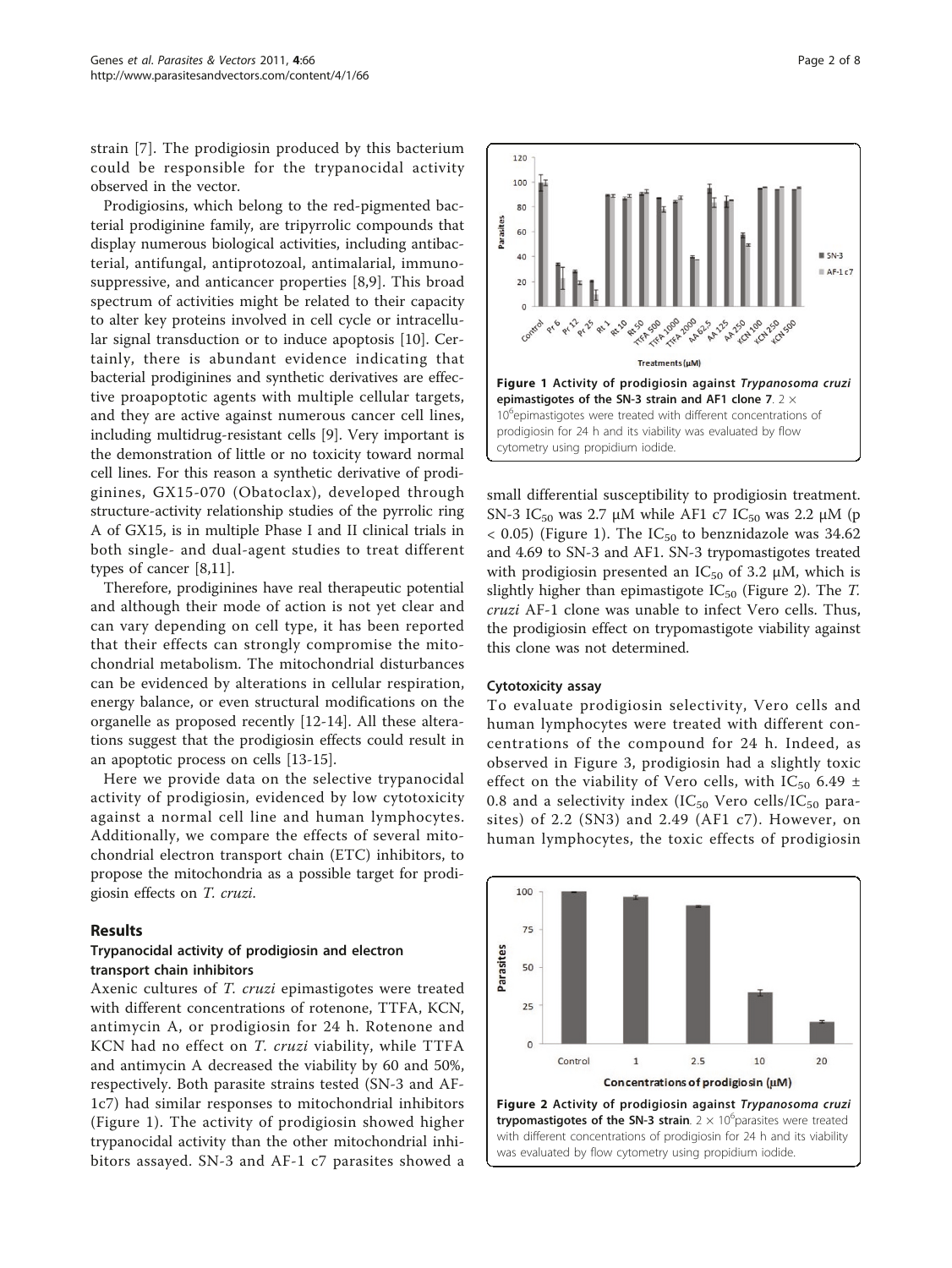strain [7]. The prodigiosin produced by this bacterium could be responsible for the trypanocidal activity observed in the vector.

Prodigiosins, which belong to the red-pigmented bacterial prodiginine family, are tripyrrolic compounds that display numerous biological activities, including antibacterial, antifungal, antiprotozoal, antimalarial, immunosuppressive, and anticancer properties [8,9]. This broad spectrum of activities might be related to their capacity to alter key proteins involved in cell cycle or intracellular signal transduction or to induce apoptosis [10]. Certainly, there is abundant evidence indicating that bacterial prodiginines and synthetic derivatives are effective proapoptotic agents with multiple cellular targets, and they are active against numerous cancer cell lines, including multidrug-resistant cells [9]. Very important is the demonstration of little or no toxicity toward normal cell lines. For this reason a synthetic derivative of prodiginines, GX15-070 (Obatoclax), developed through structure-activity relationship studies of the pyrrolic ring A of GX15, is in multiple Phase I and II clinical trials in both single- and dual-agent studies to treat different types of cancer [8,11].

Therefore, prodiginines have real therapeutic potential and although their mode of action is not yet clear and can vary depending on cell type, it has been reported that their effects can strongly compromise the mitochondrial metabolism. The mitochondrial disturbances can be evidenced by alterations in cellular respiration, energy balance, or even structural modifications on the organelle as proposed recently [12-14]. All these alterations suggest that the prodigiosin effects could result in an apoptotic process on cells [13-15].

Here we provide data on the selective trypanocidal activity of prodigiosin, evidenced by low cytotoxicity against a normal cell line and human lymphocytes. Additionally, we compare the effects of several mitochondrial electron transport chain (ETC) inhibitors, to propose the mitochondria as a possible target for prodigiosin effects on *T. cruzi.*

## Results

### Trypanocidal activity of prodigiosin and electron transport chain inhibitors

Axenic cultures of *T. cruzi* epimastigotes were treated with different concentrations of rotenone, TTFA, KCN, antimycin A, or prodigiosin for 24 h. Rotenone and KCN had no effect on *T. cruzi* viability, while TTFA and antimycin A decreased the viability by 60 and 50%, respectively. Both parasite strains tested (SN-3 and AF-1c7) had similar responses to mitochondrial inhibitors (Figure 1). The activity of prodigiosin showed higher trypanocidal activity than the other mitochondrial inhibitors assayed. SN-3 and AF-1 c7 parasites showed a small differential susceptibility to prodigiosin treatment. SN-3 $IC_{50}$ was 2.7 μM while AF1 c7 $IC_{50}$ was 2.2 μM ($p < 0.05$) (Figure 1). The $IC_{50}$ to benznidazole was 34.62 and 4.69 to SN-3 and AF1. SN-3 trypomastigotes treated with prodigiosin presented an $IC_{50}$ of 3.2 μM, which is slightly higher than epimastigote $IC_{50}$ (Figure 2). The *T. cruzi* AF-1 clone was unable to infect Vero cells. Thus, the prodigiosin effect on trypomastigote viability against this clone was not determined.

**Figure 1 Activity of prodigiosin against *Trypanosoma cruzi* epimastigotes of the SN-3 strain and AF1 clone 7.** $2 \times 10^6$ epimastigotes were treated with different concentrations of prodigiosin for 24 h and its viability was evaluated by flow cytometry using propidium iodide.

### Cytotoxicity assay

To evaluate prodigiosin selectivity, Vero cells and human lymphocytes were treated with different concentrations of the compound for 24 h. Indeed, as observed in Figure 3, prodigiosin had a slightly toxic effect on the viability of Vero cells, with $IC_{50}$ 6.49 ± 0.8 and a selectivity index ($IC_{50}$ Vero cells/$IC_{50}$ parasites) of 2.2 (SN3) and 2.49 (AF1 c7). However, on human lymphocytes, the toxic effects of prodigiosin

**Figure 2 Activity of prodigiosin against *Trypanosoma cruzi* trypomastigotes of the SN-3 strain.** $2 \times 10^6$ parasites were treated with different concentrations of prodigiosin for 24 h and its viability was evaluated by flow cytometry using propidium iodide.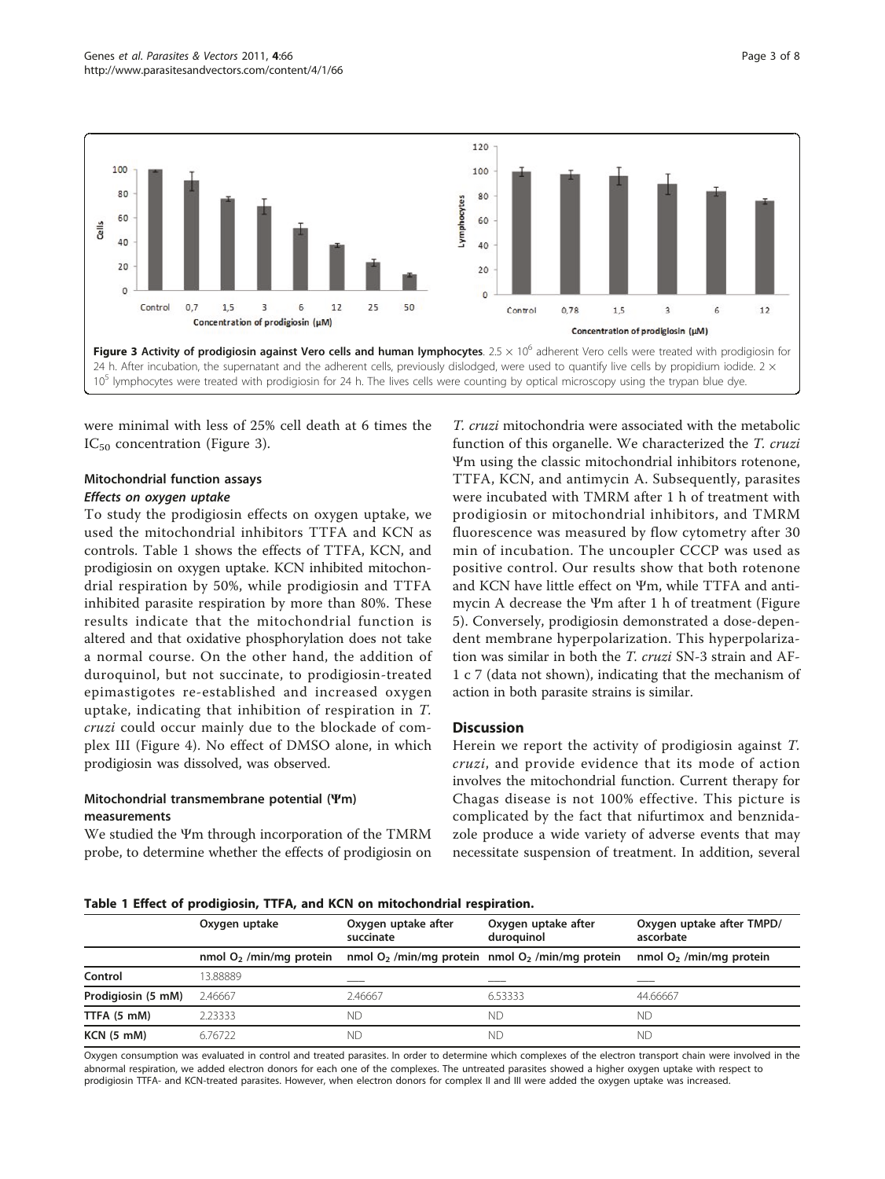Figure 3 Activity of prodigiosin against Vero cells and human lymphocytes. $2.5 \times 10^6$ adherent Vero cells were treated with prodigiosin for 24 h. After incubation, the supernatant and the adherent cells, previously dislodged, were used to quantify live cells by propidium iodide. $2 \times 10^5$ lymphocytes were treated with prodigiosin for 24 h. The lives cells were counting by optical microscopy using the trypan blue dye.

were minimal with less of 25% cell death at 6 times the $IC_{50}$ concentration (Figure 3).

### Mitochondrial function assays

#### *Effects on oxygen uptake*

To study the prodigiosin effects on oxygen uptake, we used the mitochondrial inhibitors TTFA and KCN as controls. Table 1 shows the effects of TTFA, KCN, and prodigiosin on oxygen uptake. KCN inhibited mitochondrial respiration by 50%, while prodigiosin and TTFA inhibited parasite respiration by more than 80%. These results indicate that the mitochondrial function is altered and that oxidative phosphorylation does not take a normal course. On the other hand, the addition of duroquinol, but not succinate, to prodigiosin-treated epimastigotes re-established and increased oxygen uptake, indicating that inhibition of respiration in *T. cruzi* could occur mainly due to the blockade of complex III (Figure 4). No effect of DMSO alone, in which prodigiosin was dissolved, was observed.

### Mitochondrial transmembrane potential (Ψm) measurements

We studied the Ψm through incorporation of the TMRM probe, to determine whether the effects of prodigiosin on *T. cruzi* mitochondria were associated with the metabolic function of this organelle. We characterized the *T. cruzi* Ψm using the classic mitochondrial inhibitors rotenone, TTFA, KCN, and antimycin A. Subsequently, parasites were incubated with TMRM after 1 h of treatment with prodigiosin or mitochondrial inhibitors, and TMRM fluorescence was measured by flow cytometry after 30 min of incubation. The uncoupler CCCP was used as positive control. Our results show that both rotenone and KCN have little effect on Ψm, while TTFA and antimycin A decrease the Ψm after 1 h of treatment (Figure 5). Conversely, prodigiosin demonstrated a dose-dependent membrane hyperpolarization. This hyperpolarization was similar in both the *T. cruzi* SN-3 strain and AF-1 c 7 (data not shown), indicating that the mechanism of action in both parasite strains is similar.

## Discussion

Herein we report the activity of prodigiosin against *T. cruzi*, and provide evidence that its mode of action involves the mitochondrial function. Current therapy for Chagas disease is not 100% effective. This picture is complicated by the fact that nifurtimox and benznidazole produce a wide variety of adverse events that may necessitate suspension of treatment. In addition, several

**Table 1 Effect of prodigiosin, TTFA, and KCN on mitochondrial respiration.**

| | Oxygen uptake | Oxygen uptake after succinate | Oxygen uptake after duroquinol | Oxygen uptake after TMPD/ ascorbate |
|---|---|---|---|---|
| | nmol $O_2$ /min/mg protein | nmol $O_2$ /min/mg protein | nmol $O_2$ /min/mg protein | nmol $O_2$ /min/mg protein |
| Control | 13.88889 | ___ | ___ | ___ |
| Prodigiosin (5 mM) | 2.46667 | 2.46667 | 6.53333 | 44.66667 |
| TTFA (5 mM) | 2.23333 | ND | ND | ND |
| KCN (5 mM) | 6.76722 | ND | ND | ND |

Oxygen consumption was evaluated in control and treated parasites. In order to determine which complexes of the electron transport chain were involved in the abnormal respiration, we added electron donors for each one of the complexes. The untreated parasites showed a higher oxygen uptake with respect to prodigiosin TTFA- and KCN-treated parasites. However, when electron donors for complex II and III were added the oxygen uptake was increased.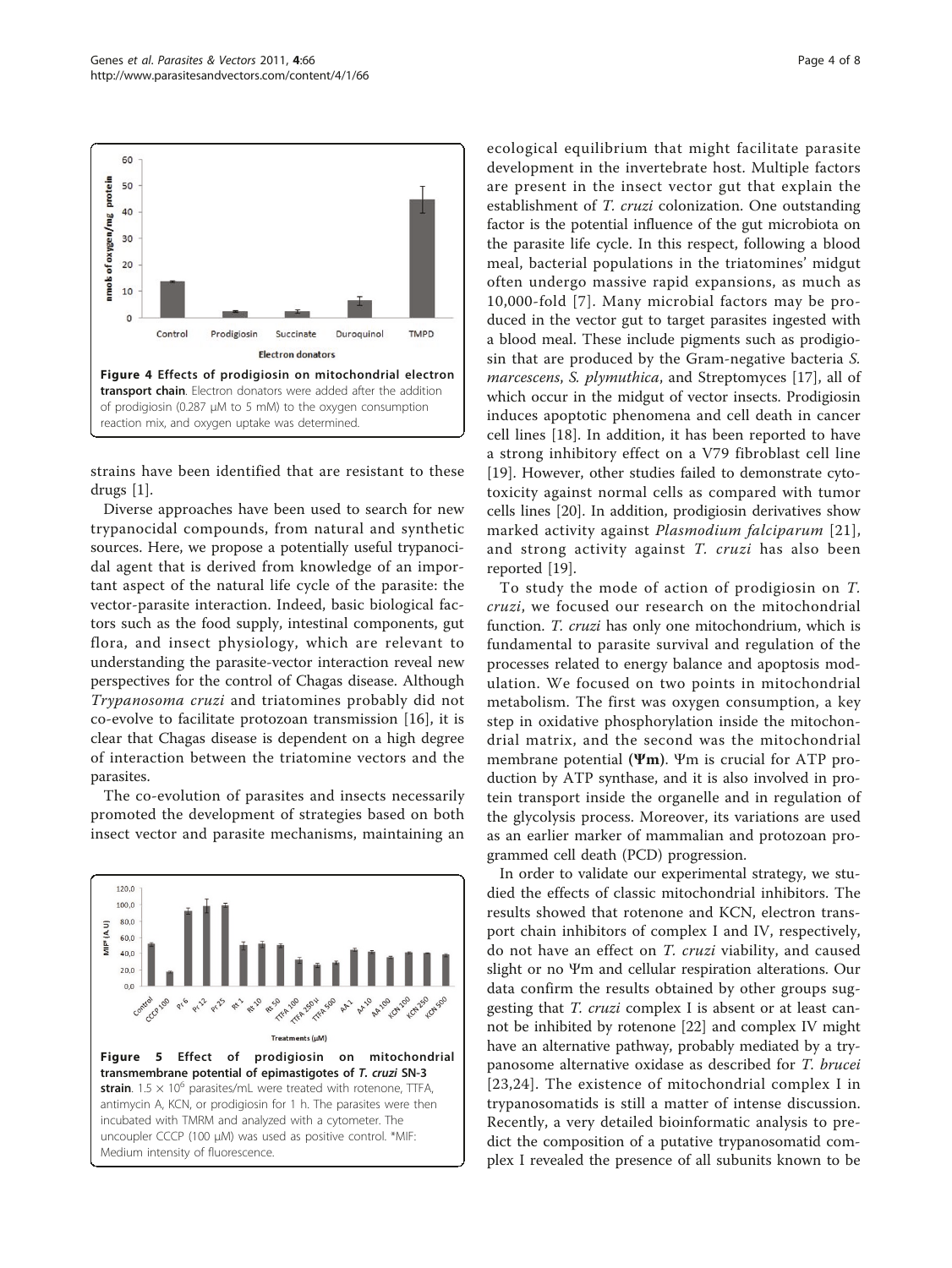**Figure 4 Effects of prodigiosin on mitochondrial electron transport chain**. Electron donators were added after the addition of prodigiosin (0.287 μM to 5 mM) to the oxygen consumption reaction mix, and oxygen uptake was determined.

strains have been identified that are resistant to these drugs [1].

Diverse approaches have been used to search for new trypanocidal compounds, from natural and synthetic sources. Here, we propose a potentially useful trypanocidal agent that is derived from knowledge of an important aspect of the natural life cycle of the parasite: the vector-parasite interaction. Indeed, basic biological factors such as the food supply, intestinal components, gut flora, and insect physiology, which are relevant to understanding the parasite-vector interaction reveal new perspectives for the control of Chagas disease. Although *Trypanosoma cruzi* and triatomines probably did not co-evolve to facilitate protozoan transmission [16], it is clear that Chagas disease is dependent on a high degree of interaction between the triatomine vectors and the parasites.

The co-evolution of parasites and insects necessarily promoted the development of strategies based on both insect vector and parasite mechanisms, maintaining an ecological equilibrium that might facilitate parasite development in the invertebrate host. Multiple factors are present in the insect vector gut that explain the establishment of *T. cruzi* colonization. One outstanding factor is the potential influence of the gut microbiota on the parasite life cycle. In this respect, following a blood meal, bacterial populations in the triatomines' midgut often undergo massive rapid expansions, as much as 10,000-fold [7]. Many microbial factors may be produced in the vector gut to target parasites ingested with a blood meal. These include pigments such as prodigiosin that are produced by the Gram-negative bacteria *S. marcescens*, *S. plymuthica*, and Streptomyces [17], all of which occur in the midgut of vector insects. Prodigiosin induces apoptotic phenomena and cell death in cancer cell lines [18]. In addition, it has been reported to have a strong inhibitory effect on a V79 fibroblast cell line [19]. However, other studies failed to demonstrate cytotoxicity against normal cells as compared with tumor cells lines [20]. In addition, prodigiosin derivatives show marked activity against *Plasmodium falciparum* [21], and strong activity against *T. cruzi* has also been reported [19].

To study the mode of action of prodigiosin on *T. cruzi*, we focused our research on the mitochondrial function. *T. cruzi* has only one mitochondrion, which is fundamental to parasite survival and regulation of the processes related to energy balance and apoptosis modulation. We focused on two points in mitochondrial metabolism. The first was oxygen consumption, a key step in oxidative phosphorylation inside the mitochondrial matrix, and the second was the mitochondrial membrane potential (**Ψm**). Ψm is crucial for ATP production by ATP synthase, and it is also involved in protein transport inside the organelle and in regulation of the glycolysis process. Moreover, its variations are used as an earlier marker of mammalian and protozoan programmed cell death (PCD) progression.

In order to validate our experimental strategy, we studied the effects of classic mitochondrial inhibitors. The results showed that rotenone and KCN, electron transport chain inhibitors of complex I and IV, respectively, do not have an effect on *T. cruzi* viability, and caused slight or no Ψm and cellular respiration alterations. Our data confirm the results obtained by other groups suggesting that *T. cruzi* complex I is absent or at least cannot be inhibited by rotenone [22] and complex IV might have an alternative pathway, probably mediated by a trypanosome alternative oxidase as described for *T. brucei* [23,24]. The existence of mitochondrial complex I in trypanosomatids is still a matter of intense discussion. Recently, a very detailed bioinformatic analysis to predict the composition of a putative trypanosomatid complex I revealed the presence of all subunits known to be

**Figure 5 Effect of prodigiosin on mitochondrial transmembrane potential of epimastigotes of *T. cruzi* SN-3 strain**. $1.5 \times 10^6$ parasites/mL were treated with rotenone, TTFA, antimycin A, KCN, or prodigiosin for 1 h. The parasites were then incubated with TMRM and analyzed with a cytometer. The uncoupler CCCP (100 μM) was used as positive control. *MIF: Medium intensity of fluorescence.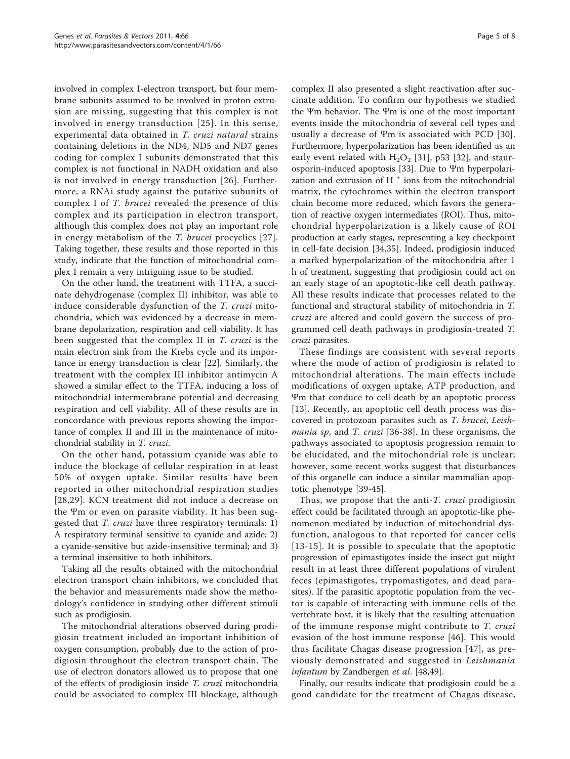involved in complex I-electron transport, but four membrane subunits assumed to be involved in proton extrusion are missing, suggesting that this complex is not involved in energy transduction [25]. In this sense, experimental data obtained in *T. cruzi natural* strains containing deletions in the ND4, ND5 and ND7 genes coding for complex I subunits demonstrated that this complex is not functional in NADH oxidation and also is not involved in energy transduction [26]. Furthermore, a RNAi study against the putative subunits of complex I of *T. brucei* revealed the presence of this complex and its participation in electron transport, although this complex does not play an important role in energy metabolism of the *T. brucei* procyclics [27]. Taking together, these results and those reported in this study, indicate that the function of mitochondrial complex I remain a very intriguing issue to be studied.

On the other hand, the treatment with TTFA, a succinate dehydrogenase (complex II) inhibitor, was able to induce considerable dysfunction of the *T. cruzi* mitochondria, which was evidenced by a decrease in membrane depolarization, respiration and cell viability. It has been suggested that the complex II in *T. cruzi* is the main electron sink from the Krebs cycle and its importance in energy transduction is clear [22]. Similarly, the treatment with the complex III inhibitor antimycin A showed a similar effect to the TTFA, inducing a loss of mitochondrial intermembrane potential and decreasing respiration and cell viability. All of these results are in concordance with previous reports showing the importance of complex II and III in the maintenance of mitochondrial stability in *T. cruzi*.

On the other hand, potassium cyanide was able to induce the blockage of cellular respiration in at least 50% of oxygen uptake. Similar results have been reported in other mitochondrial respiration studies [28,29]. KCN treatment did not induce a decrease on the Ψm or even on parasite viability. It has been suggested that *T. cruzi* have three respiratory terminals: 1) A respiratory terminal sensitive to cyanide and azide; 2) a cyanide-sensitive but azide-insensitive terminal; and 3) a terminal insensitive to both inhibitors.

Taking all the results obtained with the mitochondrial electron transport chain inhibitors, we concluded that the behavior and measurements made show the methodology's confidence in studying other different stimuli such as prodigiosin.

The mitochondrial alterations observed during prodigiosin treatment included an important inhibition of oxygen consumption, probably due to the action of prodigiosin throughout the electron transport chain. The use of electron donators allowed us to propose that one of the effects of prodigiosin inside *T. cruzi* mitochondria could be associated to complex III blockage, although complex II also presented a slight reactivation after succinate addition. To confirm our hypothesis we studied the Ψm behavior. The Ψm is one of the most important events inside the mitochondria of several cell types and usually a decrease of Ψm is associated with PCD [30]. Furthermore, hyperpolarization has been identified as an early event related with $H_2O_2$ [31], p53 [32], and staurosporin-induced apoptosis [33]. Due to Ψm hyperpolarization and extrusion of $H^+$ ions from the mitochondrial matrix, the cytochromes within the electron transport chain become more reduced, which favors the generation of reactive oxygen intermediates (ROI). Thus, mitochondrial hyperpolarization is a likely cause of ROI production at early stages, representing a key checkpoint in cell-fate decision [34,35]. Indeed, prodigiosin induced a marked hyperpolarization of the mitochondria after 1 h of treatment, suggesting that prodigiosin could act on an early stage of an apoptotic-like cell death pathway. All these results indicate that processes related to the functional and structural stability of mitochondria in *T. cruzi* are altered and could govern the success of programmed cell death pathways in prodigiosin-treated *T. cruzi* parasites.

These findings are consistent with several reports where the mode of action of prodigiosin is related to mitochondrial alterations. The main effects include modifications of oxygen uptake, ATP production, and Ψm that conduce to cell death by an apoptotic process [13]. Recently, an apoptotic cell death process was discovered in protozoan parasites such as *T. brucei*, *Leishmania sp*, and *T. cruzi* [36-38]. In these organisms, the pathways associated to apoptosis progression remain to be elucidated, and the mitochondrial role is unclear; however, some recent works suggest that disturbances of this organelle can induce a similar mammalian apoptotic phenotype [39-45].

Thus, we propose that the anti-*T. cruzi* prodigiosin effect could be facilitated through an apoptotic-like phenomenon mediated by induction of mitochondrial dysfunction, analogous to that reported for cancer cells [13-15]. It is possible to speculate that the apoptotic progression of epimastigotes inside the insect gut might result in at least three different populations of virulent feces (epimastigotes, trypomastigotes, and dead parasites). If the parasitic apoptotic population from the vector is capable of interacting with immune cells of the vertebrate host, it is likely that the resulting attenuation of the immune response might contribute to *T. cruzi* evasion of the host immune response [46]. This would thus facilitate Chagas disease progression [47], as previously demonstrated and suggested in *Leishmania infantum* by Zandbergen *et al.* [48,49].

Finally, our results indicate that prodigiosin could be a good candidate for the treatment of Chagas disease,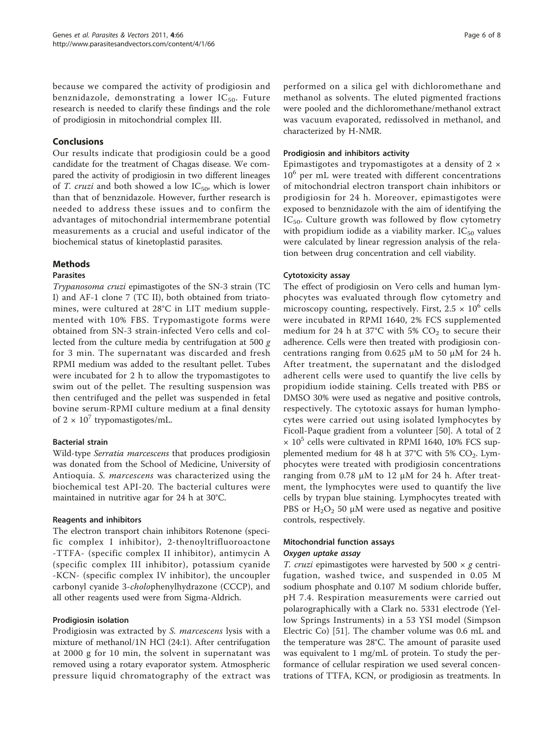because we compared the activity of prodigiosin and benznidazole, demonstrating a lower $IC_{50}$. Future research is needed to clarify these findings and the role of prodigiosin in mitochondrial complex III.

## Conclusions

Our results indicate that prodigiosin could be a good candidate for the treatment of Chagas disease. We compared the activity of prodigiosin in two different lineages of *T. cruzi* and both showed a low $IC_{50}$, which is lower than that of benznidazole. However, further research is needed to address these issues and to confirm the advantages of mitochondrial intermembrane potential measurements as a crucial and useful indicator of the biochemical status of kinetoplastid parasites.

## Methods

### Parasites

*Trypanosoma cruzi* epimastigotes of the SN-3 strain (TC I) and AF-1 clone 7 (TC II), both obtained from triatomines, were cultured at 28°C in LIT medium supplemented with 10% FBS. Trypomastigote forms were obtained from SN-3 strain-infected Vero cells and collected from the culture media by centrifugation at 500 *g* for 3 min. The supernatant was discarded and fresh RPMI medium was added to the resultant pellet. Tubes were incubated for 2 h to allow the trypomastigotes to swim out of the pellet. The resulting suspension was then centrifuged and the pellet was suspended in fetal bovine serum-RPMI culture medium at a final density of $2 \times 10^7$ trypomastigotes/mL.

### Bacterial strain

Wild-type *Serratia marcescens* that produces prodigiosin was donated from the School of Medicine, University of Antioquia. *S. marcescens* was characterized using the biochemical test API-20. The bacterial cultures were maintained in nutritive agar for 24 h at 30°C.

### Reagents and inhibitors

The electron transport chain inhibitors Rotenone (specific complex I inhibitor), 2-thenoyltrifluoroactone -TTFA- (specific complex II inhibitor), antimycin A (specific complex III inhibitor), potassium cyanide -KCN- (specific complex IV inhibitor), the uncoupler carbonyl cyanide 3-*cholo*phenylhydrazone (CCCP), and all other reagents used were from Sigma-Aldrich.

### Prodigiosin isolation

Prodigiosin was extracted by *S. marcescens* lysis with a mixture of methanol/1N HCl (24:1). After centrifugation at 2000 g for 10 min, the solvent in supernatant was removed using a rotary evaporator system. Atmospheric pressure liquid chromatography of the extract was performed on a silica gel with dichloromethane and methanol as solvents. The eluted pigmented fractions were pooled and the dichloromethane/methanol extract was vacuum evaporated, redissolved in methanol, and characterized by H-NMR.

### Prodigiosin and inhibitors activity

Epimastigotes and trypomastigotes at a density of $2 \times 10^6$ per mL were treated with different concentrations of mitochondrial electron transport chain inhibitors or prodigiosin for 24 h. Moreover, epimastigotes were exposed to benznidazole with the aim of identifying the $IC_{50}$. Culture growth was followed by flow cytometry with propidium iodide as a viability marker. $IC_{50}$ values were calculated by linear regression analysis of the relation between drug concentration and cell viability.

### Cytotoxicity assay

The effect of prodigiosin on Vero cells and human lymphocytes was evaluated through flow cytometry and microscopy counting, respectively. First, $2.5 \times 10^6$ cells were incubated in RPMI 1640, 2% FCS supplemented medium for 24 h at 37°C with 5% $CO_2$ to secure their adherence. Cells were then treated with prodigiosin concentrations ranging from 0.625 μM to 50 μM for 24 h. After treatment, the supernatant and the dislodged adherent cells were used to quantify the live cells by propidium iodide staining. Cells treated with PBS or DMSO 30% were used as negative and positive controls, respectively. The cytotoxic assays for human lymphocytes were carried out using isolated lymphocytes by Ficoll-Paque gradient from a volunteer [50]. A total of 2 $\times 10^5$ cells were cultivated in RPMI 1640, 10% FCS supplemented medium for 48 h at 37°C with 5% $CO_2$. Lymphocytes were treated with prodigiosin concentrations ranging from 0.78 μM to 12 μM for 24 h. After treatment, the lymphocytes were used to quantify the live cells by trypan blue staining. Lymphocytes treated with PBS or $H_2O_2$ 50 μM were used as negative and positive controls, respectively.

### Mitochondrial function assays

#### *Oxygen uptake assay*

*T. cruzi* epimastigotes were harvested by 500 × *g* centrifugation, washed twice, and suspended in 0.05 M sodium phosphate and 0.107 M sodium chloride buffer, pH 7.4. Respiration measurements were carried out polarographically with a Clark no. 5331 electrode (Yellow Springs Instruments) in a 53 YSI model (Simpson Electric Co) [51]. The chamber volume was 0.6 mL and the temperature was 28°C. The amount of parasite used was equivalent to 1 mg/mL of protein. To study the performance of cellular respiration we used several concentrations of TTFA, KCN, or prodigiosin as treatments. In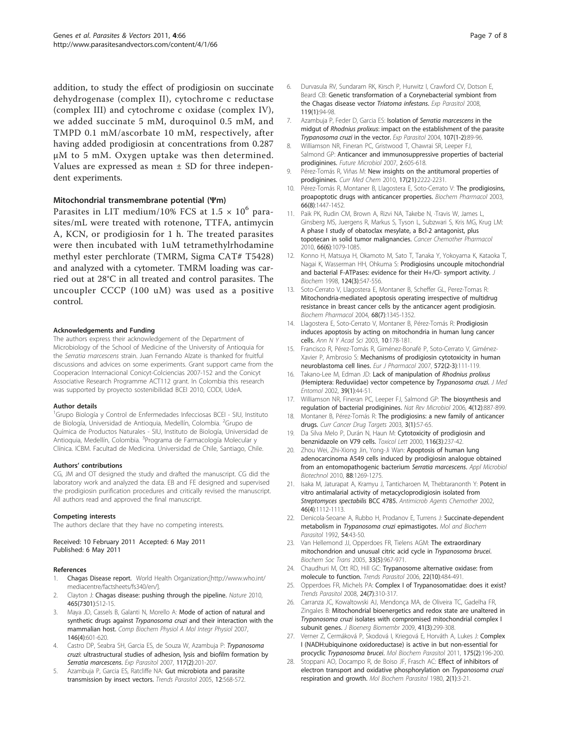addition, to study the effect of prodigiosin on succinate dehydrogenase (complex II), cytochrome c reductase (complex III) and cytochrome c oxidase (complex IV), we added succinate 5 mM, duroquinol 0.5 mM, and TMPD 0.1 mM/ascorbate 10 mM, respectively, after having added prodigiosin at concentrations from 0.287 μM to 5 mM. Oxygen uptake was then determined. Values are expressed as mean ± SD for three independent experiments.

### Mitochondrial transmembrane potential (Ψm)

Parasites in LIT medium/10% FCS at $1.5 \times 10^6$ parasites/mL were treated with rotenone, TTFA, antimycin A, KCN, or prodigiosin for 1 h. The treated parasites were then incubated with 1uM tetramethylrhodamine methyl ester perchlorate (TMRM, Sigma CAT# T5428) and analyzed with a cytometer. TMRM loading was carried out at 28°C in all treated and control parasites. The uncoupler CCCP (100 uM) was used as a positive control.

#### Acknowledgements and Funding

The authors express their acknowledgement of the Department of Microbiology of the School of Medicine of the University of Antioquia for the *Serratia marcescens* strain. Juan Fernando Alzate is thanked for fruitful discussions and advices on some experiments. Grant support came from the Cooperacion Internacional Conicyt-Colciencias 2007-152 and the Conicyt Associative Research Programme ACT112 grant. In Colombia this research was supported by proyecto sostenibilidad BCEI 2010, CODI, UdeA.

#### Author details

[1]Grupo Biología y Control de Enfermedades Infecciosas BCEI - SIU, Instituto de Biología, Universidad de Antioquia, Medellín, Colombia. [2]Grupo de Química de Productos Naturales - SIU, Instituto de Biología, Universidad de Antioquia, Medellín, Colombia. [3]Programa de Farmacología Molecular y Clínica. ICBM. Facultad de Medicina. Universidad de Chile, Santiago, Chile.

#### Authors' contributions

CG, JM and OT designed the study and drafted the manuscript. CG did the laboratory work and analyzed the data. EB and FE designed and supervised the prodigiosin purification procedures and critically revised the manuscript. All authors read and approved the final manuscript.

#### Competing interests

The authors declare that they have no competing interests.

Received: 10 February 2011 Accepted: 6 May 2011
Published: 6 May 2011

#### References

1. Chagas Disease report. World Health Organization;[http://www.who.int/mediacentre/factsheets/fs340/en/].
2. Clayton J: Chagas disease: pushing through the pipeline. *Nature* 2010, 465(7301):S12-15.
3. Maya JD, Cassels B, Galanti N, Morello A: Mode of action of natural and synthetic drugs against *Trypanosoma cruzi* and their interaction with the mammalian host. *Comp Biochem Physiol A Mol Integr Physiol* 2007, 146(4):601-620.
4. Castro DP, Seabra SH, Garcia ES, de Souza W, Azambuja P: *Trypanosoma cruzi*: ultrastructural studies of adhesion, lysis and biofilm formation by *Serratia marcescens*. *Exp Parasitol* 2007, 117(2):201-207.
5. Azambuja P, Garcia ES, Ratcliffe NA: Gut microbiota and parasite transmission by insect vectors. *Trends Parasitol* 2005, 12:568-572.
6. Durvasula RV, Sundaram RK, Kirsch P, Hurwitz I, Crawford CV, Dotson E, Beard CB: Genetic transformation of a Corynebacterial symbiont from the Chagas disease vector *Triatoma infestans*. *Exp Parasitol* 2008, 119(1):94-98.
7. Azambuja P, Feder D, Garcia ES: Isolation of *Serratia marcescens* in the midgut of *Rhodnius prolixus*: impact on the establishment of the parasite *Trypanosoma cruzi* in the vector. *Exp Parasitol* 2004, 107(1-2):89-96.
8. Williamson NR, Fineran PC, Gristwood T, Chawrai SR, Leeper FJ, Salmond GP: Anticancer and immunosuppressive properties of bacterial prodiginines. *Future Microbiol* 2007, 2:605-618.
9. Pérez-Tomás R, Viñas M: New insights on the antitumoral properties of prodiginines. *Curr Med Chem* 2010, 17(21):2222-2231.
10. Pérez-Tomás R, Montaner B, Llagostera E, Soto-Cerrato V: The prodigiosins, proapoptotic drugs with anticancer properties. *Biochem Pharmacol* 2003, 66(8):1447-1452.
11. Paik PK, Rudin CM, Brown A, Rizvi NA, Takebe N, Travis W, James L, Ginsberg MS, Juergens R, Markus S, Tyson L, Subzwari S, Kris MG, Krug LM: A phase I study of obatoclax mesylate, a Bcl-2 antagonist, plus topotecan in solid tumor malignancies. *Cancer Chemother Pharmacol* 2010, 66(6):1079-1085.
12. Konno H, Matsuya H, Okamoto M, Sato T, Tanaka Y, Yokoyama K, Kataoka T, Nagai K, Wasserman HH, Ohkuma S: Prodigiosins uncouple mitochondrial and bacterial F-ATPases: evidence for their H+/Cl- symport activity. *J Biochem* 1998, 124(3):547-556.
13. Soto-Cerrato V, Llagostera E, Montaner B, Scheffer GL, Perez-Tomas R: Mitochondria-mediated apoptosis operating irrespective of multidrug resistance in breast cancer cells by the anticancer agent prodigiosin. *Biochem Pharmacol* 2004, 68(7):1345-1352.
14. Llagostera E, Soto-Cerrato V, Montaner B, Pérez-Tomás R: Prodigiosin induces apoptosis by acting on mitochondria in human lung cancer cells. *Ann N Y Acad Sci* 2003, 10:178-181.
15. Francisco R, Pérez-Tomás R, Giménez-Bonafé P, Soto-Cerrato V, Giménez-Xavier P, Ambrosio S: Mechanisms of prodigiosin cytotoxicity in human neuroblastoma cell lines. *Eur J Pharmacol* 2007, 572(2-3):111-119.
16. Takano-Lee M, Edman JD: Lack of manipulation of *Rhodnius prolixus* (Hemiptera: Reduviidae) vector competence by *Trypanosoma cruzi*. *J Med Entomol* 2002, 39(1):44-51.
17. Williamson NR, Fineran PC, Leeper FJ, Salmond GP: The biosynthesis and regulation of bacterial prodiginines. *Nat Rev Microbiol* 2006, 4(12):887-899.
18. Montaner B, Pérez-Tomás R: The prodigiosins: a new family of anticancer drugs. *Curr Cancer Drug Targets* 2003, 3(1):57-65.
19. Da Silva Melo P, Durán N, Haun M: Cytotoxicity of prodigiosin and benznidazole on V79 cells. *Toxicol Lett* 2000, 116(3):237-42.
20. Zhou Wei, Zhi-Xiong Jin, Yong-Ji Wan: Apoptosis of human lung adenocarcinoma A549 cells induced by prodigiosin analogue obtained from an entomopathogenic bacterium *Serratia marcescens*. *Appl Microbiol Biotechnol* 2010, 88:1269-1275.
21. Isaka M, Jaturapat A, Kramyu J, Tanticharoen M, Thebtaranonth Y: Potent in vitro antimalarial activity of metacycloprodigiosin isolated from *Streptomyces spectabilis* BCC 4785. *Antimicrob Agents Chemother* 2002, 46(4):1112-1113.
22. Denicola-Seoane A, Rubbo H, Prodanov E, Turrens J: Succinate-dependent metabolism in *Trypanosoma cruzi* epimastigotes. *Mol and Biochem Parasitol* 1992, 54:43-50.
23. Van Hellemond JJ, Opperdoes FR, Tielens AGM: The extraordinary mitochondrion and unusual citric acid cycle in *Trypanosoma brucei*. *Biochem Soc Trans* 2005, 33(5):967-971.
24. Chaudhuri M, Ott RD, Hill GC: Trypanosome alternative oxidase: from molecule to function. *Trends Parasitol* 2006, 22(10):484-491.
25. Opperdoes FR, Michels PA: Complex I of Trypanosomatidae: does it exist? *Trends Parasitol* 2008, 24(7):310-317.
26. Carranza JC, Kowaltowski AJ, Mendonça MA, de Oliveira TC, Gadelha FR, Zingales B: Mitochondrial bioenergetics and redox state are unaltered in *Trypanosoma cruzi* isolates with compromised mitochondrial complex I subunit genes. *J Bioenerg Biomembr* 2009, 41(3):299-308.
27. Verner Z, Cermáková P, Skodová I, Kriegová E, Horváth A, Lukes J: Complex I (NADH:ubiquinone oxidoreductase) is active in but non-essential for procyclic *Trypanosoma brucei*. *Mol Biochem Parasitol* 2011, 175(2):196-200.
28. Stoppani AO, Docampo R, de Boiso JF, Frasch AC: Effect of inhibitors of electron transport and oxidative phosphorylation on *Trypanosoma cruzi* respiration and growth. *Mol Biochem Parasitol* 1980, 2(1):3-21.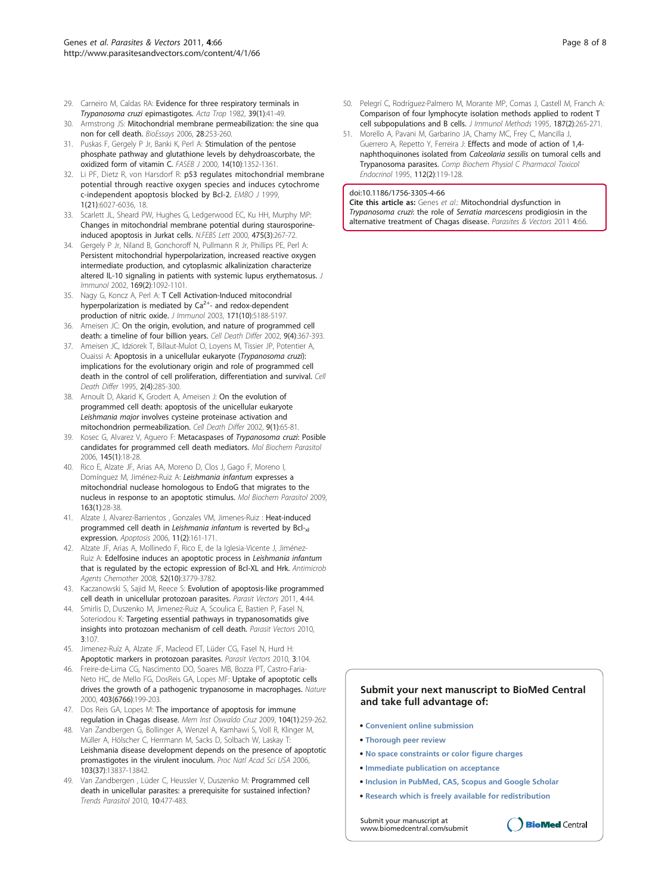29. Carneiro M, Caldas RA: Evidence for three respiratory terminals in *Trypanosoma cruzi* epimastigotes. *Acta Trop* 1982, **39(1)**:41-49.
30. Armstrong JS: Mitochondrial membrane permeabilization: the sine qua non for cell death. *BioEssays* 2006, **28**:253-260.
31. Puskas F, Gergely P Jr, Banki K, Perl A: Stimulation of the pentose phosphate pathway and glutathione levels by dehydroascorbate, the oxidized form of vitamin C. *FASEB J* 2000, **14(10)**:1352-1361.
32. Li PF, Dietz R, von Harsdorf R: p53 regulates mitochondrial membrane potential through reactive oxygen species and induces cytochrome c-independent apoptosis blocked by Bcl-2. *EMBO J* 1999, **1(21)**:6027-6036, 18.
33. Scarlett JL, Sheard PW, Hughes G, Ledgerwood EC, Ku HH, Murphy MP: Changes in mitochondrial membrane potential during staurosporine-induced apoptosis in Jurkat cells. *N.FEBS Lett* 2000, **475(3)**:267-72.
34. Gergely P Jr, Niland B, Gonchoroff N, Pullmann R Jr, Phillips PE, Perl A: Persistent mitochondrial hyperpolarization, increased reactive oxygen intermediate production, and cytoplasmic alkalinization characterize altered IL-10 signaling in patients with systemic lupus erythematosus. *J Immunol* 2002, **169(2)**:1092-1101.
35. Nagy G, Koncz A, Perl A: T Cell Activation-Induced mitochondrial hyperpolarization is mediated by $Ca^{2+}$- and redox-dependent production of nitric oxide. *J Immunol* 2003, **171(10)**:5188-5197.
36. Ameisen JC: On the origin, evolution, and nature of programmed cell death: a timeline of four billion years. *Cell Death Differ* 2002, **9(4)**:367-393.
37. Ameisen JC, Idziorek T, Billaut-Mulot O, Loyens M, Tissier JP, Potentier A, Ouaissi A: Apoptosis in a unicellular eukaryote (*Trypanosoma cruzi*): implications for the evolutionary origin and role of programmed cell death in the control of cell proliferation, differentiation and survival. *Cell Death Differ* 1995, **2(4)**:285-300.
38. Arnoult D, Akarid K, Grodert A, Ameisen J: On the evolution of programmed cell death: apoptosis of the unicellular eukaryote *Leishmania major* involves cysteine proteinase activation and mitochondrion permeabilization. *Cell Death Differ* 2002, **9(1)**:65-81.
39. Kosec G, Alvarez V, Aguero F: Metacaspases of *Trypanosoma cruzi*: Posible candidates for programmed cell death mediators. *Mol Biochem Parasitol* 2006, **145(1)**:18-28.
40. Rico E, Alzate JF, Arias AA, Moreno D, Clos J, Gago F, Moreno I, Domínguez M, Jiménez-Ruiz A: *Leishmania infantum* expresses a mitochondrial nuclease homologous to EndoG that migrates to the nucleus in response to an apoptotic stimulus. *Mol Biochem Parasitol* 2009, **163(1)**:28-38.
41. Alzate J, Alvarez-Barrientos , Gonzales VM, Jimenes-Ruiz : Heat-induced programmed cell death in *Leishmania infantum* is reverted by $Bcl-_{xl}$ expression. *Apoptosis* 2006, **11(2)**:161-171.
42. Alzate JF, Arias A, Mollinedo F, Rico E, de la Iglesia-Vicente J, Jiménez-Ruiz A: Edelfosine induces an apoptotic process in *Leishmania infantum* that is regulated by the ectopic expression of Bcl-XL and Hrk. *Antimicrob Agents Chemother* 2008, **52(10)**:3779-3782.
43. Kaczanowski S, Sajid M, Reece S: Evolution of apoptosis-like programmed cell death in unicellular protozoan parasites. *Parasit Vectors* 2011, **4**:44.
44. Smirlis D, Duszenko M, Jimenez-Ruiz A, Scoulica E, Bastien P, Fasel N, Soteriodou K: Targeting essential pathways in trypanosomatids give insights into protozoan mechanism of cell death. *Parasit Vectors* 2010, **3**:107.
45. Jimenez-Ruíz A, Alzate JF, Macleod ET, Lüder CG, Fasel N, Hurd H: Apoptotic markers in protozoan parasites. *Parasit Vectors* 2010, **3**:104.
46. Freire-de-Lima CG, Nascimento DO, Soares MB, Bozza PT, Castro-Faria-Neto HC, de Mello FG, DosReis GA, Lopes MF: Uptake of apoptotic cells drives the growth of a pathogenic trypanosome in macrophages. *Nature* 2000, **403(6766)**:199-203.
47. Dos Reis GA, Lopes M: The importance of apoptosis for immune regulation in Chagas disease. *Mem Inst Oswaldo Cruz* 2009, **104(1)**:259-262.
48. Van Zandbergen G, Bollinger A, Wenzel A, Kamhawi S, Voll R, Klinger M, Müller A, Hölscher C, Herrmann M, Sacks D, Solbach W, Laskay T: Leishmania disease development depends on the presence of apoptotic promastigotes in the virulent inoculum. *Proc Natl Acad Sci USA* 2006, **103(37)**:13837-13842.
49. Van Zandbergen , Lüder C, Heussler V, Duszenko M: Programmed cell death in unicellular parasites: a prerequisite for sustained infection? *Trends Parasitol* 2010, **10**:477-483.
50. Pelegrí C, Rodríguez-Palmero M, Morante MP, Comas J, Castell M, Franch A: Comparison of four lymphocyte isolation methods applied to rodent T cell subpopulations and B cells. *J Immunol Methods* 1995, **187(2)**:265-271.
51. Morello A, Pavani M, Garbarino JA, Chamy MC, Frey C, Mancilla J, Guerrero A, Repetto Y, Ferreira J: Effects and mode of action of 1,4-naphthoquinones isolated from *Calceolaria sessilis* on tumoral cells and Trypanosoma parasites. *Comp Biochem Physiol C Pharmacol Toxicol Endocrinol* 1995, **112(2)**:119-128.

doi:10.1186/1756-3305-4-66
**Cite this article as:** Genes *et al.*: Mitochondrial dysfunction in *Trypanosoma cruzi*: the role of *Serratia marcescens* prodigiosin in the alternative treatment of Chagas disease. *Parasites & Vectors* 2011 **4**:66.

**Submit your next manuscript to BioMed Central and take full advantage of:**

- Convenient online submission
- Thorough peer review
- No space constraints or color figure charges
- Immediate publication on acceptance
- Inclusion in PubMed, CAS, Scopus and Google Scholar
- Research which is freely available for redistribution

Submit your manuscript at www.biomedcentral.com/submit

BioMed Central